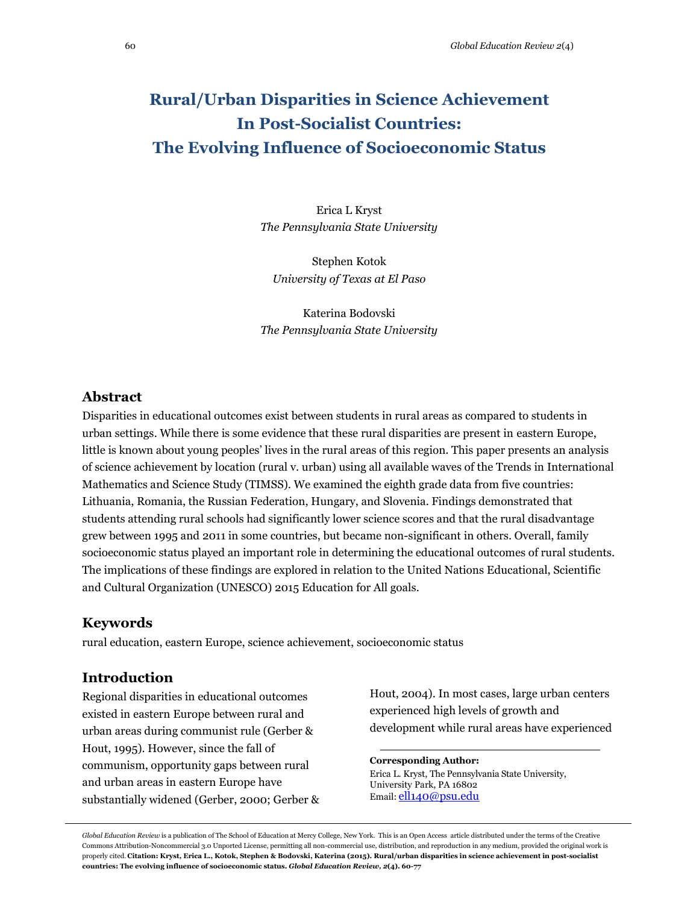# Rural/Urban Disparities in Science Achievement In Post-Socialist Countries: The Evolving Influence of Socioeconomic Status

Erica L Kryst
*The Pennsylvania State University*

Stephen Kotok
*University of Texas at El Paso*

Katerina Bodovski
*The Pennsylvania State University*

## Abstract

Disparities in educational outcomes exist between students in rural areas as compared to students in urban settings. While there is some evidence that these rural disparities are present in eastern Europe, little is known about young peoples' lives in the rural areas of this region. This paper presents an analysis of science achievement by location (rural v. urban) using all available waves of the Trends in International Mathematics and Science Study (TIMSS). We examined the eighth grade data from five countries: Lithuania, Romania, the Russian Federation, Hungary, and Slovenia. Findings demonstrated that students attending rural schools had significantly lower science scores and that the rural disadvantage grew between 1995 and 2011 in some countries, but became non-significant in others. Overall, family socioeconomic status played an important role in determining the educational outcomes of rural students. The implications of these findings are explored in relation to the United Nations Educational, Scientific and Cultural Organization (UNESCO) 2015 Education for All goals.

## Keywords

rural education, eastern Europe, science achievement, socioeconomic status

## Introduction

Regional disparities in educational outcomes existed in eastern Europe between rural and urban areas during communist rule (Gerber & Hout, 1995). However, since the fall of communism, opportunity gaps between rural and urban areas in eastern Europe have substantially widened (Gerber, 2000; Gerber & Hout, 2004). In most cases, large urban centers experienced high levels of growth and development while rural areas have experienced

**Corresponding Author:**
Erica L. Kryst, The Pennsylvania State University, University Park, PA 16802
Email: ell140@psu.edu

*Global Education Review* is a publication of The School of Education at Mercy College, New York. This is an Open Access article distributed under the terms of the Creative Commons Attribution-Noncommercial 3.0 Unported License, permitting all non-commercial use, distribution, and reproduction in any medium, provided the original work is properly cited. **Citation: Kryst, Erica L., Kotok, Stephen & Bodovski, Katerina (2015). Rural/urban disparities in science achievement in post-socialist countries: The evolving influence of socioeconomic status. *Global Education Review, 2*(4). 60-77**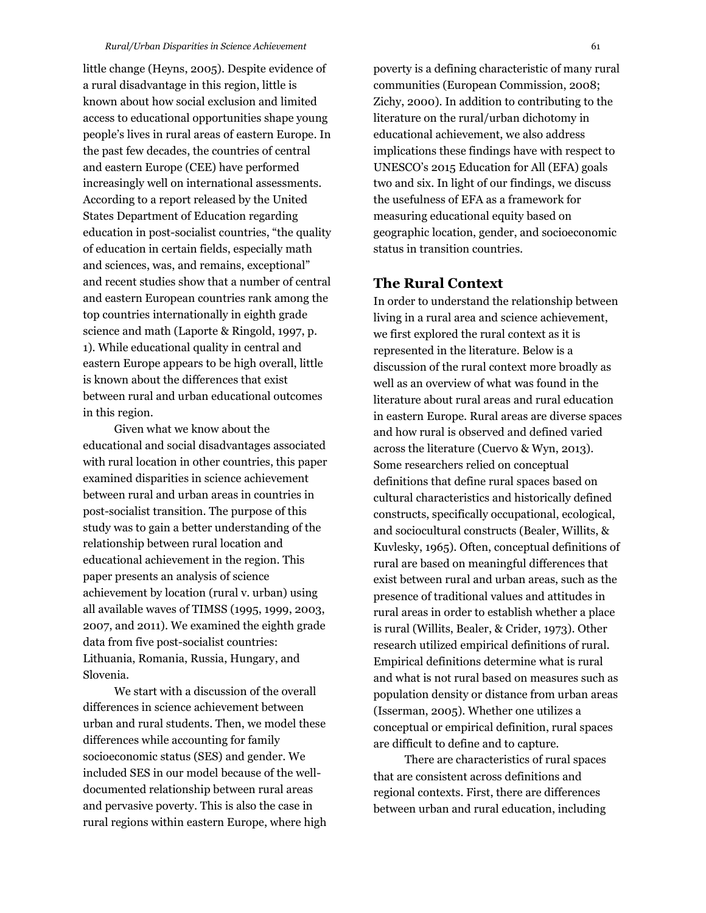little change (Heyns, 2005). Despite evidence of a rural disadvantage in this region, little is known about how social exclusion and limited access to educational opportunities shape young people's lives in rural areas of eastern Europe. In the past few decades, the countries of central and eastern Europe (CEE) have performed increasingly well on international assessments. According to a report released by the United States Department of Education regarding education in post-socialist countries, "the quality of education in certain fields, especially math and sciences, was, and remains, exceptional" and recent studies show that a number of central and eastern European countries rank among the top countries internationally in eighth grade science and math (Laporte & Ringold, 1997, p. 1). While educational quality in central and eastern Europe appears to be high overall, little is known about the differences that exist between rural and urban educational outcomes in this region.

Given what we know about the educational and social disadvantages associated with rural location in other countries, this paper examined disparities in science achievement between rural and urban areas in countries in post-socialist transition. The purpose of this study was to gain a better understanding of the relationship between rural location and educational achievement in the region. This paper presents an analysis of science achievement by location (rural v. urban) using all available waves of TIMSS (1995, 1999, 2003, 2007, and 2011). We examined the eighth grade data from five post-socialist countries: Lithuania, Romania, Russia, Hungary, and Slovenia.

We start with a discussion of the overall differences in science achievement between urban and rural students. Then, we model these differences while accounting for family socioeconomic status (SES) and gender. We included SES in our model because of the well-documented relationship between rural areas and pervasive poverty. This is also the case in rural regions within eastern Europe, where high poverty is a defining characteristic of many rural communities (European Commission, 2008; Zichy, 2000). In addition to contributing to the literature on the rural/urban dichotomy in educational achievement, we also address implications these findings have with respect to UNESCO's 2015 Education for All (EFA) goals two and six. In light of our findings, we discuss the usefulness of EFA as a framework for measuring educational equity based on geographic location, gender, and socioeconomic status in transition countries.

## The Rural Context

In order to understand the relationship between living in a rural area and science achievement, we first explored the rural context as it is represented in the literature. Below is a discussion of the rural context more broadly as well as an overview of what was found in the literature about rural areas and rural education in eastern Europe. Rural areas are diverse spaces and how rural is observed and defined varied across the literature (Cuervo & Wyn, 2013). Some researchers relied on conceptual definitions that define rural spaces based on cultural characteristics and historically defined constructs, specifically occupational, ecological, and sociocultural constructs (Bealer, Willits, & Kuvlesky, 1965). Often, conceptual definitions of rural are based on meaningful differences that exist between rural and urban areas, such as the presence of traditional values and attitudes in rural areas in order to establish whether a place is rural (Willits, Bealer, & Crider, 1973). Other research utilized empirical definitions of rural. Empirical definitions determine what is rural and what is not rural based on measures such as population density or distance from urban areas (Isserman, 2005). Whether one utilizes a conceptual or empirical definition, rural spaces are difficult to define and to capture.

There are characteristics of rural spaces that are consistent across definitions and regional contexts. First, there are differences between urban and rural education, including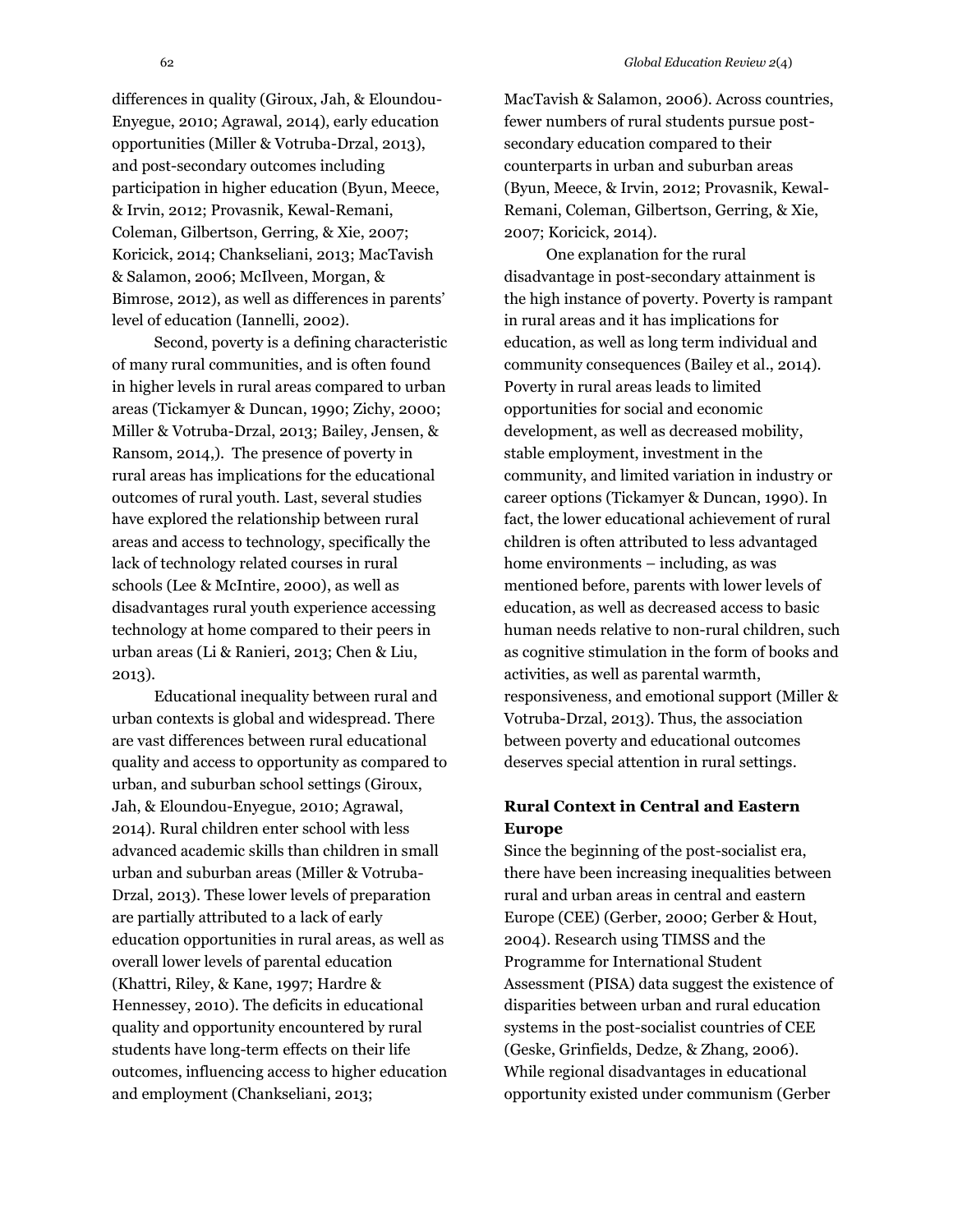differences in quality (Giroux, Jah, & Eloundou-Enyegue, 2010; Agrawal, 2014), early education opportunities (Miller & Votruba-Drzal, 2013), and post-secondary outcomes including participation in higher education (Byun, Meece, & Irvin, 2012; Provasnik, Kewal-Remani, Coleman, Gilbertson, Gerring, & Xie, 2007; Koricick, 2014; Chankseliani, 2013; MacTavish & Salamon, 2006; McIlveen, Morgan, & Bimrose, 2012), as well as differences in parents' level of education (Iannelli, 2002).

Second, poverty is a defining characteristic of many rural communities, and is often found in higher levels in rural areas compared to urban areas (Tickamyer & Duncan, 1990; Zichy, 2000; Miller & Votruba-Drzal, 2013; Bailey, Jensen, & Ransom, 2014,). The presence of poverty in rural areas has implications for the educational outcomes of rural youth. Last, several studies have explored the relationship between rural areas and access to technology, specifically the lack of technology related courses in rural schools (Lee & McIntire, 2000), as well as disadvantages rural youth experience accessing technology at home compared to their peers in urban areas (Li & Ranieri, 2013; Chen & Liu, 2013).

Educational inequality between rural and urban contexts is global and widespread. There are vast differences between rural educational quality and access to opportunity as compared to urban, and suburban school settings (Giroux, Jah, & Eloundou-Enyegue, 2010; Agrawal, 2014). Rural children enter school with less advanced academic skills than children in small urban and suburban areas (Miller & Votruba-Drzal, 2013). These lower levels of preparation are partially attributed to a lack of early education opportunities in rural areas, as well as overall lower levels of parental education (Khattri, Riley, & Kane, 1997; Hardre & Hennessey, 2010). The deficits in educational quality and opportunity encountered by rural students have long-term effects on their life outcomes, influencing access to higher education and employment (Chankseliani, 2013; MacTavish & Salamon, 2006). Across countries, fewer numbers of rural students pursue post-secondary education compared to their counterparts in urban and suburban areas (Byun, Meece, & Irvin, 2012; Provasnik, Kewal-Remani, Coleman, Gilbertson, Gerring, & Xie, 2007; Koricick, 2014).

One explanation for the rural disadvantage in post-secondary attainment is the high instance of poverty. Poverty is rampant in rural areas and it has implications for education, as well as long term individual and community consequences (Bailey et al., 2014). Poverty in rural areas leads to limited opportunities for social and economic development, as well as decreased mobility, stable employment, investment in the community, and limited variation in industry or career options (Tickamyer & Duncan, 1990). In fact, the lower educational achievement of rural children is often attributed to less advantaged home environments – including, as was mentioned before, parents with lower levels of education, as well as decreased access to basic human needs relative to non-rural children, such as cognitive stimulation in the form of books and activities, as well as parental warmth, responsiveness, and emotional support (Miller & Votruba-Drzal, 2013). Thus, the association between poverty and educational outcomes deserves special attention in rural settings.

## Rural Context in Central and Eastern Europe

Since the beginning of the post-socialist era, there have been increasing inequalities between rural and urban areas in central and eastern Europe (CEE) (Gerber, 2000; Gerber & Hout, 2004). Research using TIMSS and the Programme for International Student Assessment (PISA) data suggest the existence of disparities between urban and rural education systems in the post-socialist countries of CEE (Geske, Grinfields, Dedze, & Zhang, 2006). While regional disadvantages in educational opportunity existed under communism (Gerber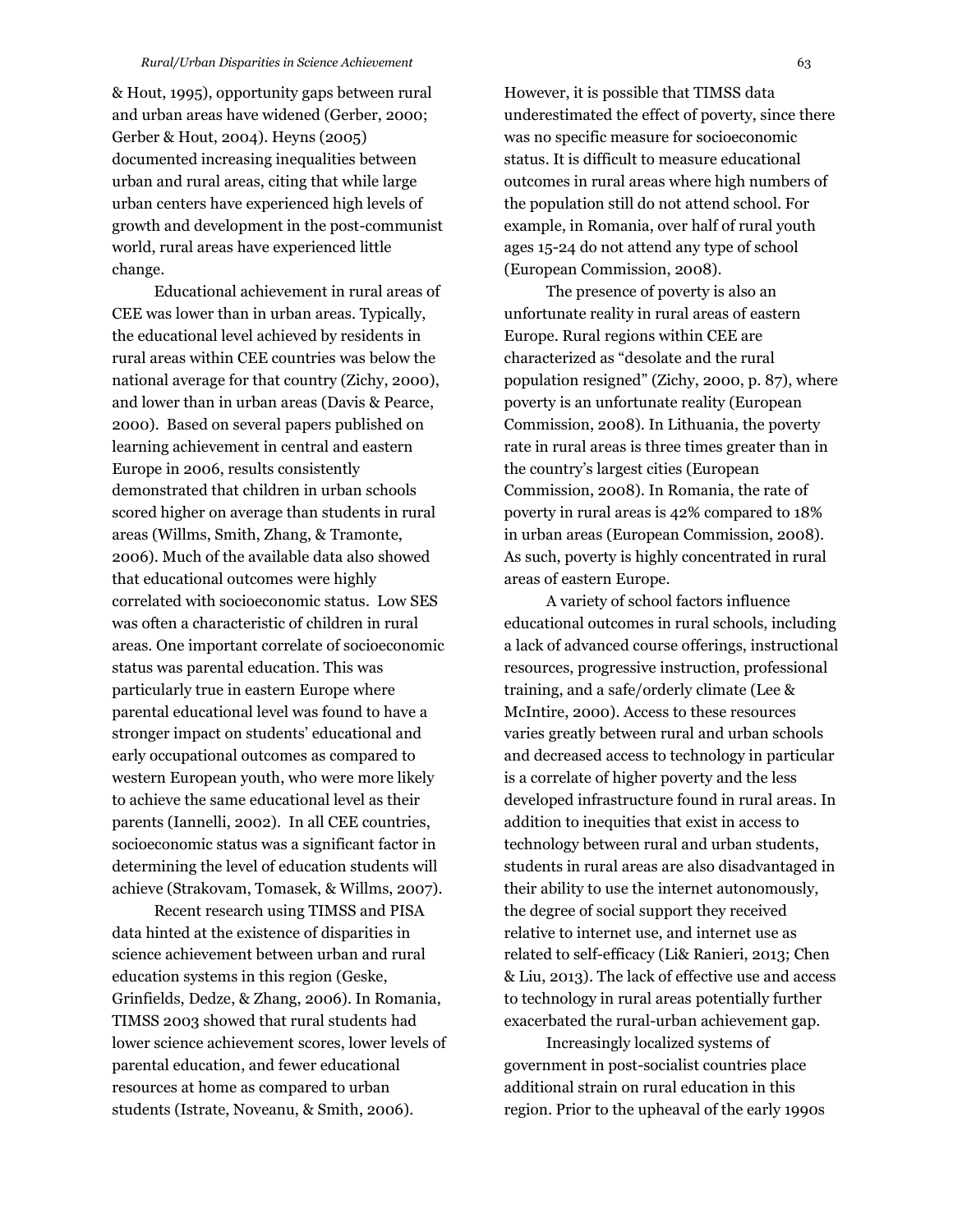& Hout, 1995), opportunity gaps between rural and urban areas have widened (Gerber, 2000; Gerber & Hout, 2004). Heyns (2005) documented increasing inequalities between urban and rural areas, citing that while large urban centers have experienced high levels of growth and development in the post-communist world, rural areas have experienced little change.

Educational achievement in rural areas of CEE was lower than in urban areas. Typically, the educational level achieved by residents in rural areas within CEE countries was below the national average for that country (Zichy, 2000), and lower than in urban areas (Davis & Pearce, 2000). Based on several papers published on learning achievement in central and eastern Europe in 2006, results consistently demonstrated that children in urban schools scored higher on average than students in rural areas (Willms, Smith, Zhang, & Tramonte, 2006). Much of the available data also showed that educational outcomes were highly correlated with socioeconomic status. Low SES was often a characteristic of children in rural areas. One important correlate of socioeconomic status was parental education. This was particularly true in eastern Europe where parental educational level was found to have a stronger impact on students' educational and early occupational outcomes as compared to western European youth, who were more likely to achieve the same educational level as their parents (Iannelli, 2002). In all CEE countries, socioeconomic status was a significant factor in determining the level of education students will achieve (Strakovam, Tomasek, & Willms, 2007).

Recent research using TIMSS and PISA data hinted at the existence of disparities in science achievement between urban and rural education systems in this region (Geske, Grinfields, Dedze, & Zhang, 2006). In Romania, TIMSS 2003 showed that rural students had lower science achievement scores, lower levels of parental education, and fewer educational resources at home as compared to urban students (Istrate, Noveanu, & Smith, 2006). However, it is possible that TIMSS data underestimated the effect of poverty, since there was no specific measure for socioeconomic status. It is difficult to measure educational outcomes in rural areas where high numbers of the population still do not attend school. For example, in Romania, over half of rural youth ages 15-24 do not attend any type of school (European Commission, 2008).

The presence of poverty is also an unfortunate reality in rural areas of eastern Europe. Rural regions within CEE are characterized as "desolate and the rural population resigned" (Zichy, 2000, p. 87), where poverty is an unfortunate reality (European Commission, 2008). In Lithuania, the poverty rate in rural areas is three times greater than in the country's largest cities (European Commission, 2008). In Romania, the rate of poverty in rural areas is 42% compared to 18% in urban areas (European Commission, 2008). As such, poverty is highly concentrated in rural areas of eastern Europe.

A variety of school factors influence educational outcomes in rural schools, including a lack of advanced course offerings, instructional resources, progressive instruction, professional training, and a safe/orderly climate (Lee & McIntire, 2000). Access to these resources varies greatly between rural and urban schools and decreased access to technology in particular is a correlate of higher poverty and the less developed infrastructure found in rural areas. In addition to inequities that exist in access to technology between rural and urban students, students in rural areas are also disadvantaged in their ability to use the internet autonomously, the degree of social support they received relative to internet use, and internet use as related to self-efficacy (Li& Ranieri, 2013; Chen & Liu, 2013). The lack of effective use and access to technology in rural areas potentially further exacerbated the rural-urban achievement gap.

Increasingly localized systems of government in post-socialist countries place additional strain on rural education in this region. Prior to the upheaval of the early 1990s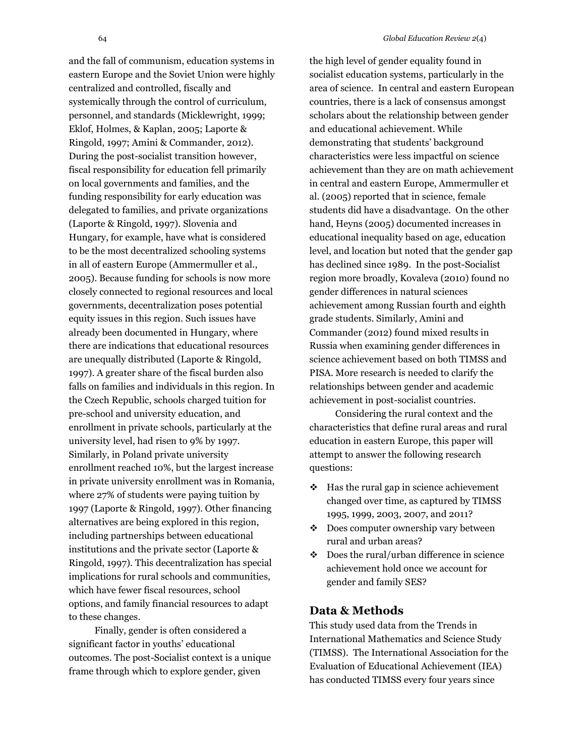and the fall of communism, education systems in eastern Europe and the Soviet Union were highly centralized and controlled, fiscally and systemically through the control of curriculum, personnel, and standards (Micklewright, 1999; Eklof, Holmes, & Kaplan, 2005; Laporte & Ringold, 1997; Amini & Commander, 2012). During the post-socialist transition however, fiscal responsibility for education fell primarily on local governments and families, and the funding responsibility for early education was delegated to families, and private organizations (Laporte & Ringold, 1997). Slovenia and Hungary, for example, have what is considered to be the most decentralized schooling systems in all of eastern Europe (Ammermuller et al., 2005). Because funding for schools is now more closely connected to regional resources and local governments, decentralization poses potential equity issues in this region. Such issues have already been documented in Hungary, where there are indications that educational resources are unequally distributed (Laporte & Ringold, 1997). A greater share of the fiscal burden also falls on families and individuals in this region. In the Czech Republic, schools charged tuition for pre-school and university education, and enrollment in private schools, particularly at the university level, had risen to 9% by 1997. Similarly, in Poland private university enrollment reached 10%, but the largest increase in private university enrollment was in Romania, where 27% of students were paying tuition by 1997 (Laporte & Ringold, 1997). Other financing alternatives are being explored in this region, including partnerships between educational institutions and the private sector (Laporte & Ringold, 1997). This decentralization has special implications for rural schools and communities, which have fewer fiscal resources, school options, and family financial resources to adapt to these changes.

Finally, gender is often considered a significant factor in youths' educational outcomes. The post-Socialist context is a unique frame through which to explore gender, given the high level of gender equality found in socialist education systems, particularly in the area of science. In central and eastern European countries, there is a lack of consensus amongst scholars about the relationship between gender and educational achievement. While demonstrating that students' background characteristics were less impactful on science achievement than they are on math achievement in central and eastern Europe, Ammermuller et al. (2005) reported that in science, female students did have a disadvantage. On the other hand, Heyns (2005) documented increases in educational inequality based on age, education level, and location but noted that the gender gap has declined since 1989. In the post-Socialist region more broadly, Kovaleva (2010) found no gender differences in natural sciences achievement among Russian fourth and eighth grade students. Similarly, Amini and Commander (2012) found mixed results in Russia when examining gender differences in science achievement based on both TIMSS and PISA. More research is needed to clarify the relationships between gender and academic achievement in post-socialist countries.

Considering the rural context and the characteristics that define rural areas and rural education in eastern Europe, this paper will attempt to answer the following research questions:

- Has the rural gap in science achievement changed over time, as captured by TIMSS 1995, 1999, 2003, 2007, and 2011?
- Does computer ownership vary between rural and urban areas?
- Does the rural/urban difference in science achievement hold once we account for gender and family SES?

## Data & Methods

This study used data from the Trends in International Mathematics and Science Study (TIMSS). The International Association for the Evaluation of Educational Achievement (IEA) has conducted TIMSS every four years since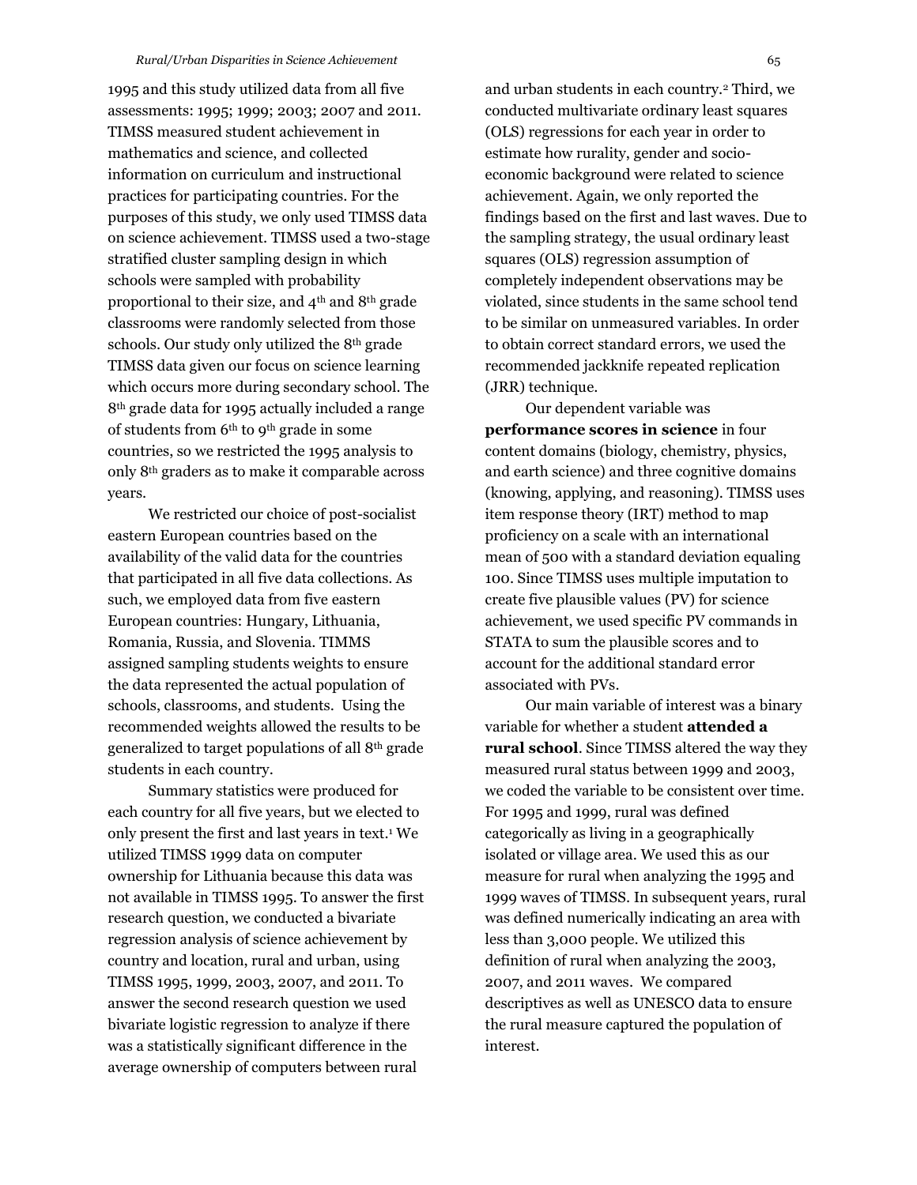1995 and this study utilized data from all five assessments: 1995; 1999; 2003; 2007 and 2011. TIMSS measured student achievement in mathematics and science, and collected information on curriculum and instructional practices for participating countries. For the purposes of this study, we only used TIMSS data on science achievement. TIMSS used a two-stage stratified cluster sampling design in which schools were sampled with probability proportional to their size, and 4th and 8th grade classrooms were randomly selected from those schools. Our study only utilized the 8th grade TIMSS data given our focus on science learning which occurs more during secondary school. The 8th grade data for 1995 actually included a range of students from 6th to 9th grade in some countries, so we restricted the 1995 analysis to only 8th graders as to make it comparable across years.

We restricted our choice of post-socialist eastern European countries based on the availability of the valid data for the countries that participated in all five data collections. As such, we employed data from five eastern European countries: Hungary, Lithuania, Romania, Russia, and Slovenia. TIMMS assigned sampling students weights to ensure the data represented the actual population of schools, classrooms, and students. Using the recommended weights allowed the results to be generalized to target populations of all 8th grade students in each country.

Summary statistics were produced for each country for all five years, but we elected to only present the first and last years in text.[1] We utilized TIMSS 1999 data on computer ownership for Lithuania because this data was not available in TIMSS 1995. To answer the first research question, we conducted a bivariate regression analysis of science achievement by country and location, rural and urban, using TIMSS 1995, 1999, 2003, 2007, and 2011. To answer the second research question we used bivariate logistic regression to analyze if there was a statistically significant difference in the average ownership of computers between rural and urban students in each country.[2] Third, we conducted multivariate ordinary least squares (OLS) regressions for each year in order to estimate how rurality, gender and socio-economic background were related to science achievement. Again, we only reported the findings based on the first and last waves. Due to the sampling strategy, the usual ordinary least squares (OLS) regression assumption of completely independent observations may be violated, since students in the same school tend to be similar on unmeasured variables. In order to obtain correct standard errors, we used the recommended jackknife repeated replication (JRR) technique.

Our dependent variable was **performance scores in science** in four content domains (biology, chemistry, physics, and earth science) and three cognitive domains (knowing, applying, and reasoning). TIMSS uses item response theory (IRT) method to map proficiency on a scale with an international mean of 500 with a standard deviation equaling 100. Since TIMSS uses multiple imputation to create five plausible values (PV) for science achievement, we used specific PV commands in STATA to sum the plausible scores and to account for the additional standard error associated with PVs.

Our main variable of interest was a binary variable for whether a student **attended a rural school**. Since TIMSS altered the way they measured rural status between 1999 and 2003, we coded the variable to be consistent over time. For 1995 and 1999, rural was defined categorically as living in a geographically isolated or village area. We used this as our measure for rural when analyzing the 1995 and 1999 waves of TIMSS. In subsequent years, rural was defined numerically indicating an area with less than 3,000 people. We utilized this definition of rural when analyzing the 2003, 2007, and 2011 waves. We compared descriptives as well as UNESCO data to ensure the rural measure captured the population of interest.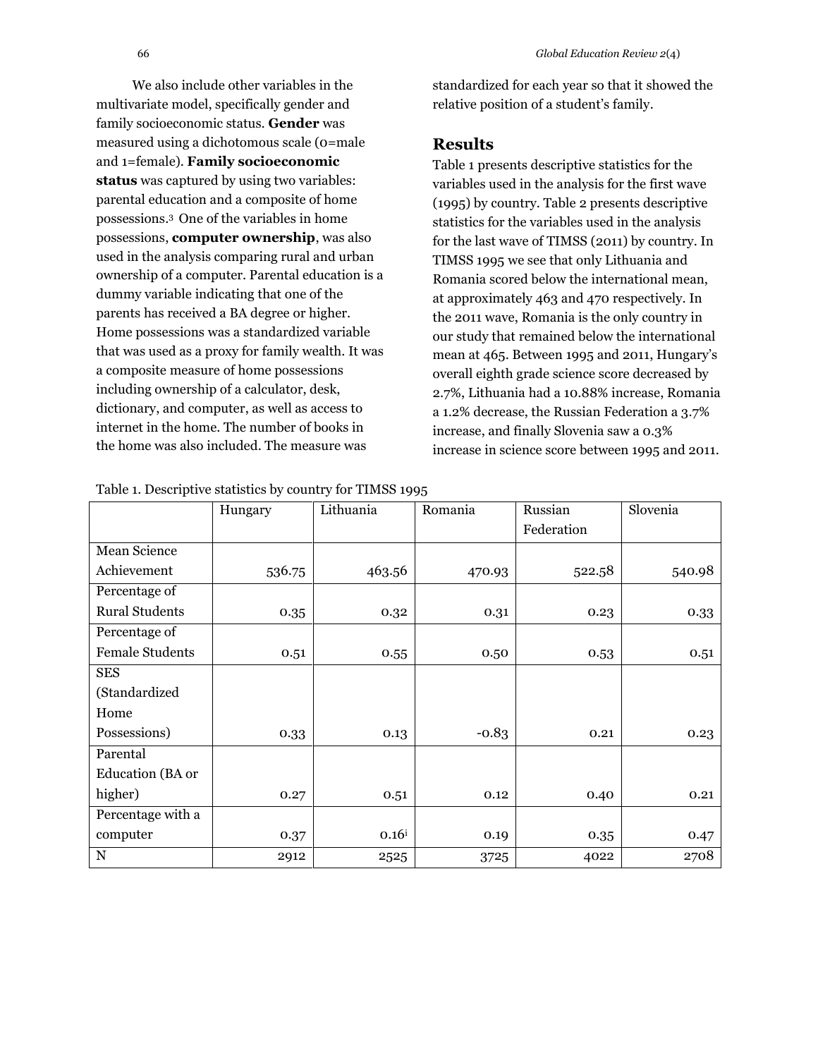We also include other variables in the multivariate model, specifically gender and family socioeconomic status. **Gender** was measured using a dichotomous scale (0=male and 1=female). **Family socioeconomic status** was captured by using two variables: parental education and a composite of home possessions.[3] One of the variables in home possessions, **computer ownership**, was also used in the analysis comparing rural and urban ownership of a computer. Parental education is a dummy variable indicating that one of the parents has received a BA degree or higher. Home possessions was a standardized variable that was used as a proxy for family wealth. It was a composite measure of home possessions including ownership of a calculator, desk, dictionary, and computer, as well as access to internet in the home. The number of books in the home was also included. The measure was standardized for each year so that it showed the relative position of a student's family.

## Results

Table 1 presents descriptive statistics for the variables used in the analysis for the first wave (1995) by country. Table 2 presents descriptive statistics for the variables used in the analysis for the last wave of TIMSS (2011) by country. In TIMSS 1995 we see that only Lithuania and Romania scored below the international mean, at approximately 463 and 470 respectively. In the 2011 wave, Romania is the only country in our study that remained below the international mean at 465. Between 1995 and 2011, Hungary's overall eighth grade science score decreased by 2.7%, Lithuania had a 10.88% increase, Romania a 1.2% decrease, the Russian Federation a 3.7% increase, and finally Slovenia saw a 0.3% increase in science score between 1995 and 2011.

Table 1. Descriptive statistics by country for TIMSS 1995

| | Hungary | Lithuania | Romania | Russian Federation | Slovenia |
|---|---|---|---|---|---|
| Mean Science Achievement | 536.75 | 463.56 | 470.93 | 522.58 | 540.98 |
| Percentage of Rural Students | 0.35 | 0.32 | 0.31 | 0.23 | 0.33 |
| Percentage of Female Students | 0.51 | 0.55 | 0.50 | 0.53 | 0.51 |
| SES (Standardized Home Possessions) | 0.33 | 0.13 | -0.83 | 0.21 | 0.23 |
| Parental Education (BA or higher) | 0.27 | 0.51 | 0.12 | 0.40 | 0.21 |
| Percentage with a computer | 0.37 | 0.16[i] | 0.19 | 0.35 | 0.47 |
| N | 2912 | 2525 | 3725 | 4022 | 2708 |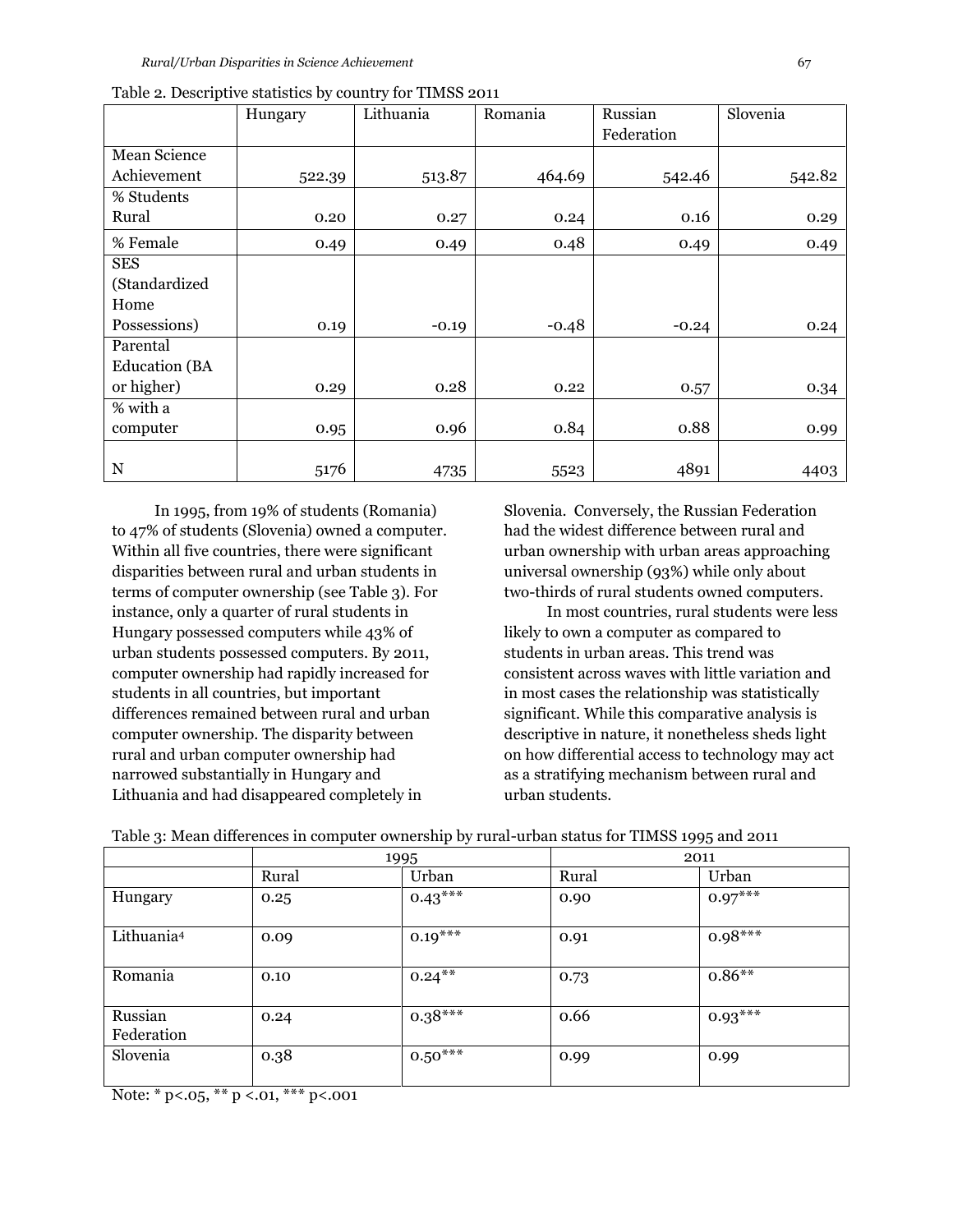Table 2. Descriptive statistics by country for TIMSS 2011

| | Hungary | Lithuania | Romania | Russian Federation | Slovenia |
|---|---|---|---|---|---|
| Mean Science Achievement | 522.39 | 513.87 | 464.69 | 542.46 | 542.82 |
| % Students Rural | 0.20 | 0.27 | 0.24 | 0.16 | 0.29 |
| % Female | 0.49 | 0.49 | 0.48 | 0.49 | 0.49 |
| SES (Standardized Home Possessions) | 0.19 | -0.19 | -0.48 | -0.24 | 0.24 |
| Parental Education (BA or higher) | 0.29 | 0.28 | 0.22 | 0.57 | 0.34 |
| % with a computer | 0.95 | 0.96 | 0.84 | 0.88 | 0.99 |
| N | 5176 | 4735 | 5523 | 4891 | 4403 |

In 1995, from 19% of students (Romania) to 47% of students (Slovenia) owned a computer. Within all five countries, there were significant disparities between rural and urban students in terms of computer ownership (see Table 3). For instance, only a quarter of rural students in Hungary possessed computers while 43% of urban students possessed computers. By 2011, computer ownership had rapidly increased for students in all countries, but important differences remained between rural and urban computer ownership. The disparity between rural and urban computer ownership had narrowed substantially in Hungary and Lithuania and had disappeared completely in Slovenia. Conversely, the Russian Federation had the widest difference between rural and urban ownership with urban areas approaching universal ownership (93%) while only about two-thirds of rural students owned computers.

In most countries, rural students were less likely to own a computer as compared to students in urban areas. This trend was consistent across waves with little variation and in most cases the relationship was statistically significant. While this comparative analysis is descriptive in nature, it nonetheless sheds light on how differential access to technology may act as a stratifying mechanism between rural and urban students.

Table 3: Mean differences in computer ownership by rural-urban status for TIMSS 1995 and 2011

| | 1995 | | 2011 | |
|---|---|---|---|---|
| | Rural | Urban | Rural | Urban |
| Hungary | 0.25 | 0.43*** | 0.90 | 0.97*** |
| Lithuania[4] | 0.09 | 0.19*** | 0.91 | 0.98*** |
| Romania | 0.10 | 0.24** | 0.73 | 0.86** |
| Russian Federation | 0.24 | 0.38*** | 0.66 | 0.93*** |
| Slovenia | 0.38 | 0.50*** | 0.99 | 0.99 |

Note: * p<.05, ** p <.01, *** p<.001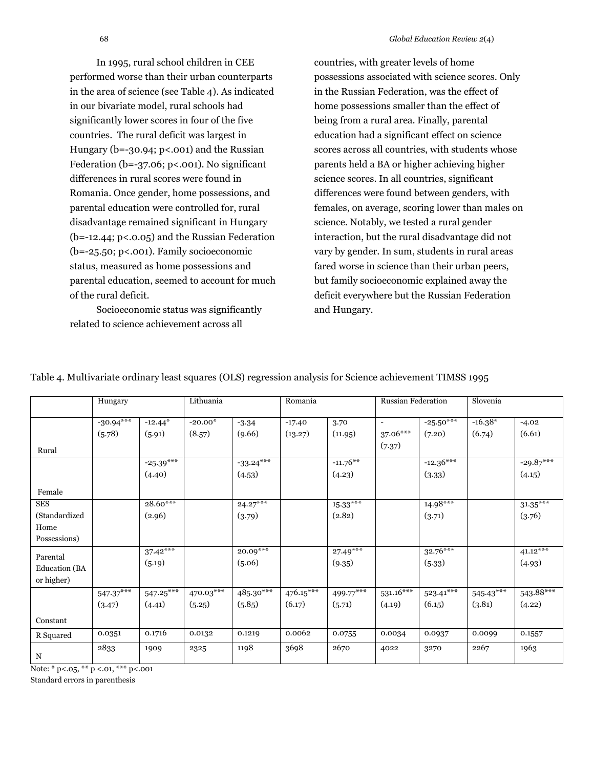In 1995, rural school children in CEE performed worse than their urban counterparts in the area of science (see Table 4). As indicated in our bivariate model, rural schools had significantly lower scores in four of the five countries. The rural deficit was largest in Hungary (b=-30.94; p<.001) and the Russian Federation (b=-37.06; p<.001). No significant differences in rural scores were found in Romania. Once gender, home possessions, and parental education were controlled for, rural disadvantage remained significant in Hungary (b=-12.44; p<.0.05) and the Russian Federation (b=-25.50; p<.001). Family socioeconomic status, measured as home possessions and parental education, seemed to account for much of the rural deficit.

Socioeconomic status was significantly related to science achievement across all countries, with greater levels of home possessions associated with science scores. Only in the Russian Federation, was the effect of home possessions smaller than the effect of being from a rural area. Finally, parental education had a significant effect on science scores across all countries, with students whose parents held a BA or higher achieving higher science scores. In all countries, significant differences were found between genders, with females, on average, scoring lower than males on science. Notably, we tested a rural gender interaction, but the rural disadvantage did not vary by gender. In sum, students in rural areas fared worse in science than their urban peers, but family socioeconomic explained away the deficit everywhere but the Russian Federation and Hungary.

Table 4. Multivariate ordinary least squares (OLS) regression analysis for Science achievement TIMSS 1995

| | Hungary | | Lithuania | | Romania | | Russian Federation | | Slovenia | |
|---|---|---|---|---|---|---|---|---|---|---|
| Rural | -30.94*** (5.78) | -12.44* (5.91) | -20.00* (8.57) | -3.34 (9.66) | -17.40 (13.27) | 3.70 (11.95) | -37.06*** (7.37) | -25.50*** (7.20) | -16.38* (6.74) | -4.02 (6.61) |
| Female | | -25.39*** (4.40) | | -33.24*** (4.53) | | -11.76** (4.23) | | -12.36*** (3.33) | | -29.87*** (4.15) |
| SES (Standardized Home Possessions) | | 28.60*** (2.96) | | 24.27*** (3.79) | | 15.33*** (2.82) | | 14.98*** (3.71) | | 31.35*** (3.76) |
| Parental Education (BA or higher) | | 37.42*** (5.19) | | 20.09*** (5.06) | | 27.49*** (9.35) | | 32.76*** (5.33) | | 41.12*** (4.93) |
| Constant | 547.37*** (3.47) | 547.25*** (4.41) | 470.03*** (5.25) | 485.30*** (5.85) | 476.15*** (6.17) | 499.77*** (5.71) | 531.16*** (4.19) | 523.41*** (6.15) | 545.43*** (3.81) | 543.88*** (4.22) |
| R Squared | 0.0351 | 0.1716 | 0.0132 | 0.1219 | 0.0062 | 0.0755 | 0.0034 | 0.0937 | 0.0099 | 0.1557 |
| N | 2833 | 1909 | 2325 | 1198 | 3698 | 2670 | 4022 | 3270 | 2267 | 1963 |

Note: * p<.05, ** p <.01, *** p<.001

Standard errors in parenthesis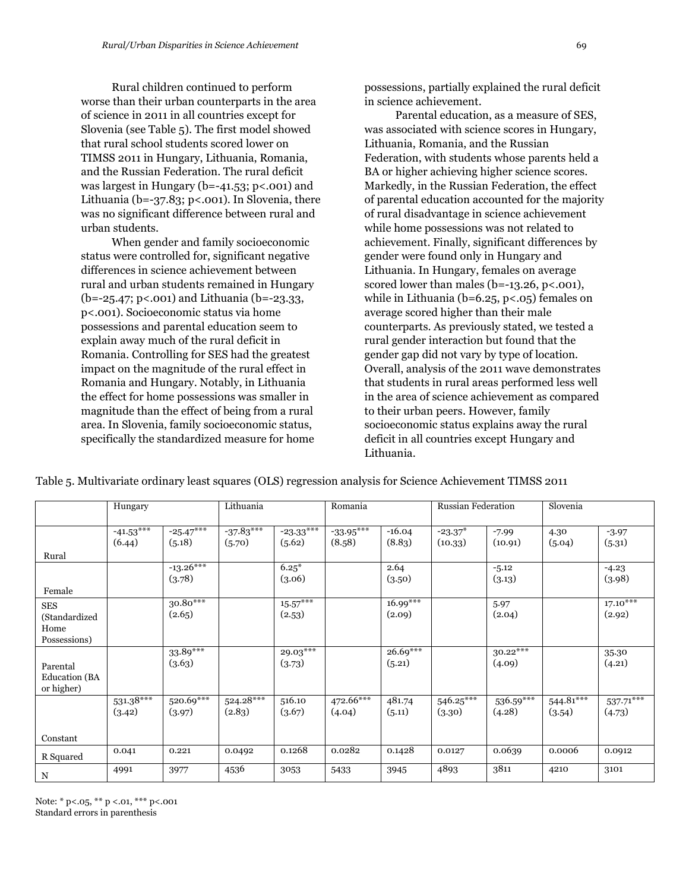Rural children continued to perform worse than their urban counterparts in the area of science in 2011 in all countries except for Slovenia (see Table 5). The first model showed that rural school students scored lower on TIMSS 2011 in Hungary, Lithuania, Romania, and the Russian Federation. The rural deficit was largest in Hungary (b=-41.53; p<.001) and Lithuania (b=-37.83; p<.001). In Slovenia, there was no significant difference between rural and urban students.

When gender and family socioeconomic status were controlled for, significant negative differences in science achievement between rural and urban students remained in Hungary (b=-25.47; p<.001) and Lithuania (b=-23.33, p<.001). Socioeconomic status via home possessions and parental education seem to explain away much of the rural deficit in Romania. Controlling for SES had the greatest impact on the magnitude of the rural effect in Romania and Hungary. Notably, in Lithuania the effect for home possessions was smaller in magnitude than the effect of being from a rural area. In Slovenia, family socioeconomic status, specifically the standardized measure for home possessions, partially explained the rural deficit in science achievement.

Parental education, as a measure of SES, was associated with science scores in Hungary, Lithuania, Romania, and the Russian Federation, with students whose parents held a BA or higher achieving higher science scores. Markedly, in the Russian Federation, the effect of parental education accounted for the majority of rural disadvantage in science achievement while home possessions was not related to achievement. Finally, significant differences by gender were found only in Hungary and Lithuania. In Hungary, females on average scored lower than males (b=-13.26, p<.001), while in Lithuania (b=6.25, p<.05) females on average scored higher than their male counterparts. As previously stated, we tested a rural gender interaction but found that the gender gap did not vary by type of location. Overall, analysis of the 2011 wave demonstrates that students in rural areas performed less well in the area of science achievement as compared to their urban peers. However, family socioeconomic status explains away the rural deficit in all countries except Hungary and Lithuania.

Table 5. Multivariate ordinary least squares (OLS) regression analysis for Science Achievement TIMSS 2011

| | Hungary | | Lithuania | | Romania | | Russian Federation | | Slovenia | |
|---|---|---|---|---|---|---|---|---|---|---|
| Rural | -41.53*** (6.44) | -25.47*** (5.18) | -37.83*** (5.70) | -23.33*** (5.62) | -33.95*** (8.58) | -16.04 (8.83) | -23.37* (10.33) | -7.99 (10.91) | 4.30 (5.04) | -3.97 (5.31) |
| Female | | -13.26*** (3.78) | | 6.25* (3.06) | | 2.64 (3.50) | | -5.12 (3.13) | | -4.23 (3.98) |
| SES (Standardized Home Possessions) | | 30.80*** (2.65) | | 15.57*** (2.53) | | 16.99*** (2.09) | | 5.97 (2.04) | | 17.10*** (2.92) |
| Parental Education (BA or higher) | | 33.89*** (3.63) | | 29.03*** (3.73) | | 26.69*** (5.21) | | 30.22*** (4.09) | | 35.30 (4.21) |
| Constant | 531.38*** (3.42) | 520.69*** (3.97) | 524.28*** (2.83) | 516.10 (3.67) | 472.66*** (4.04) | 481.74 (5.11) | 546.25*** (3.30) | 536.59*** (4.28) | 544.81*** (3.54) | 537.71*** (4.73) |
| R Squared | 0.041 | 0.221 | 0.0492 | 0.1268 | 0.0282 | 0.1428 | 0.0127 | 0.0639 | 0.0006 | 0.0912 |
| N | 4991 | 3977 | 4536 | 3053 | 5433 | 3945 | 4893 | 3811 | 4210 | 3101 |

Note: * p<.05, ** p <.01, *** p<.001
Standard errors in parenthesis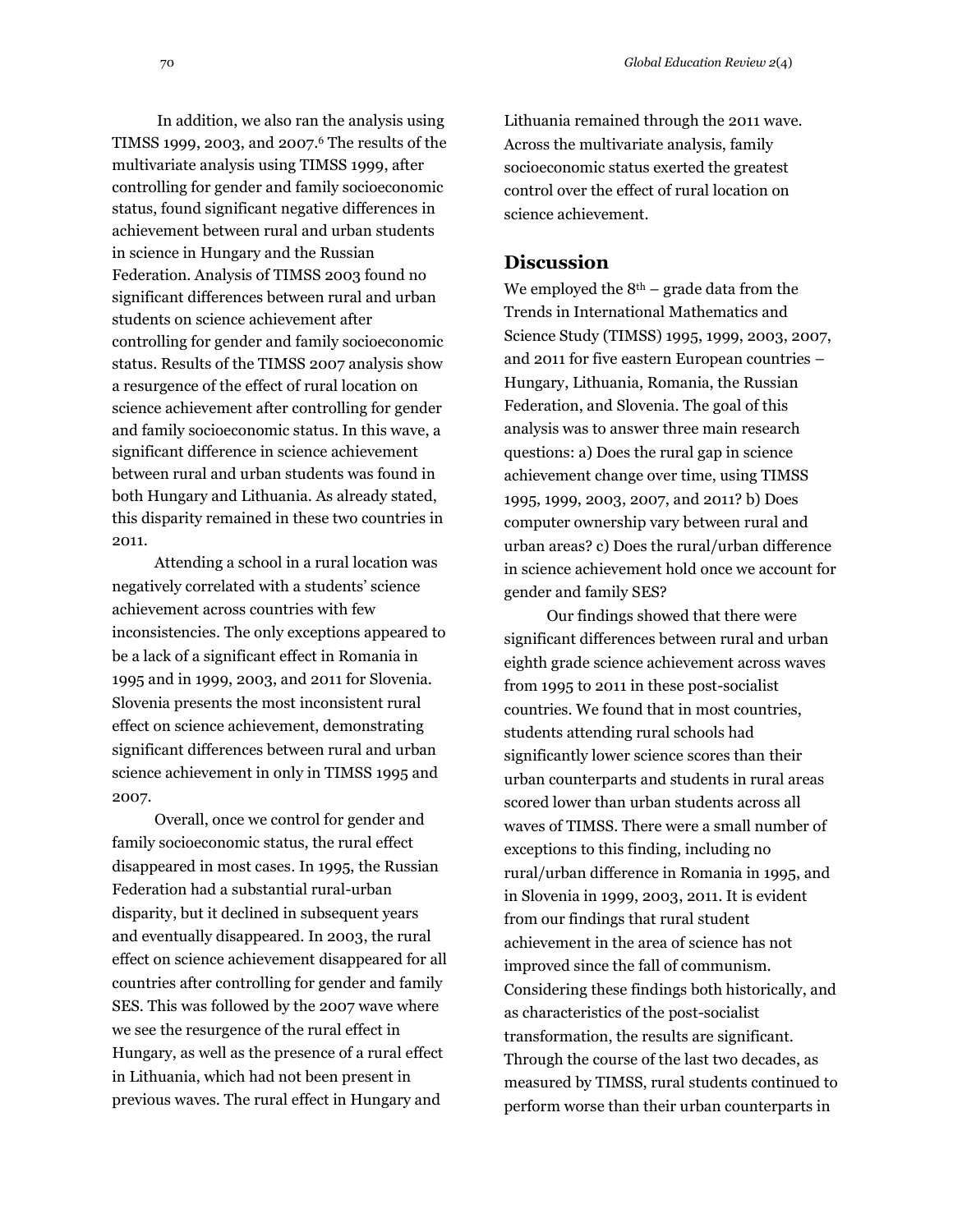In addition, we also ran the analysis using TIMSS 1999, 2003, and 2007.[6] The results of the multivariate analysis using TIMSS 1999, after controlling for gender and family socioeconomic status, found significant negative differences in achievement between rural and urban students in science in Hungary and the Russian Federation. Analysis of TIMSS 2003 found no significant differences between rural and urban students on science achievement after controlling for gender and family socioeconomic status. Results of the TIMSS 2007 analysis show a resurgence of the effect of rural location on science achievement after controlling for gender and family socioeconomic status. In this wave, a significant difference in science achievement between rural and urban students was found in both Hungary and Lithuania. As already stated, this disparity remained in these two countries in 2011.

Attending a school in a rural location was negatively correlated with a students' science achievement across countries with few inconsistencies. The only exceptions appeared to be a lack of a significant effect in Romania in 1995 and in 1999, 2003, and 2011 for Slovenia. Slovenia presents the most inconsistent rural effect on science achievement, demonstrating significant differences between rural and urban science achievement in only in TIMSS 1995 and 2007.

Overall, once we control for gender and family socioeconomic status, the rural effect disappeared in most cases. In 1995, the Russian Federation had a substantial rural-urban disparity, but it declined in subsequent years and eventually disappeared. In 2003, the rural effect on science achievement disappeared for all countries after controlling for gender and family SES. This was followed by the 2007 wave where we see the resurgence of the rural effect in Hungary, as well as the presence of a rural effect in Lithuania, which had not been present in previous waves. The rural effect in Hungary and Lithuania remained through the 2011 wave. Across the multivariate analysis, family socioeconomic status exerted the greatest control over the effect of rural location on science achievement.

## Discussion

We employed the 8th – grade data from the Trends in International Mathematics and Science Study (TIMSS) 1995, 1999, 2003, 2007, and 2011 for five eastern European countries – Hungary, Lithuania, Romania, the Russian Federation, and Slovenia. The goal of this analysis was to answer three main research questions: a) Does the rural gap in science achievement change over time, using TIMSS 1995, 1999, 2003, 2007, and 2011? b) Does computer ownership vary between rural and urban areas? c) Does the rural/urban difference in science achievement hold once we account for gender and family SES?

Our findings showed that there were significant differences between rural and urban eighth grade science achievement across waves from 1995 to 2011 in these post-socialist countries. We found that in most countries, students attending rural schools had significantly lower science scores than their urban counterparts and students in rural areas scored lower than urban students across all waves of TIMSS. There were a small number of exceptions to this finding, including no rural/urban difference in Romania in 1995, and in Slovenia in 1999, 2003, 2011. It is evident from our findings that rural student achievement in the area of science has not improved since the fall of communism. Considering these findings both historically, and as characteristics of the post-socialist transformation, the results are significant. Through the course of the last two decades, as measured by TIMSS, rural students continued to perform worse than their urban counterparts in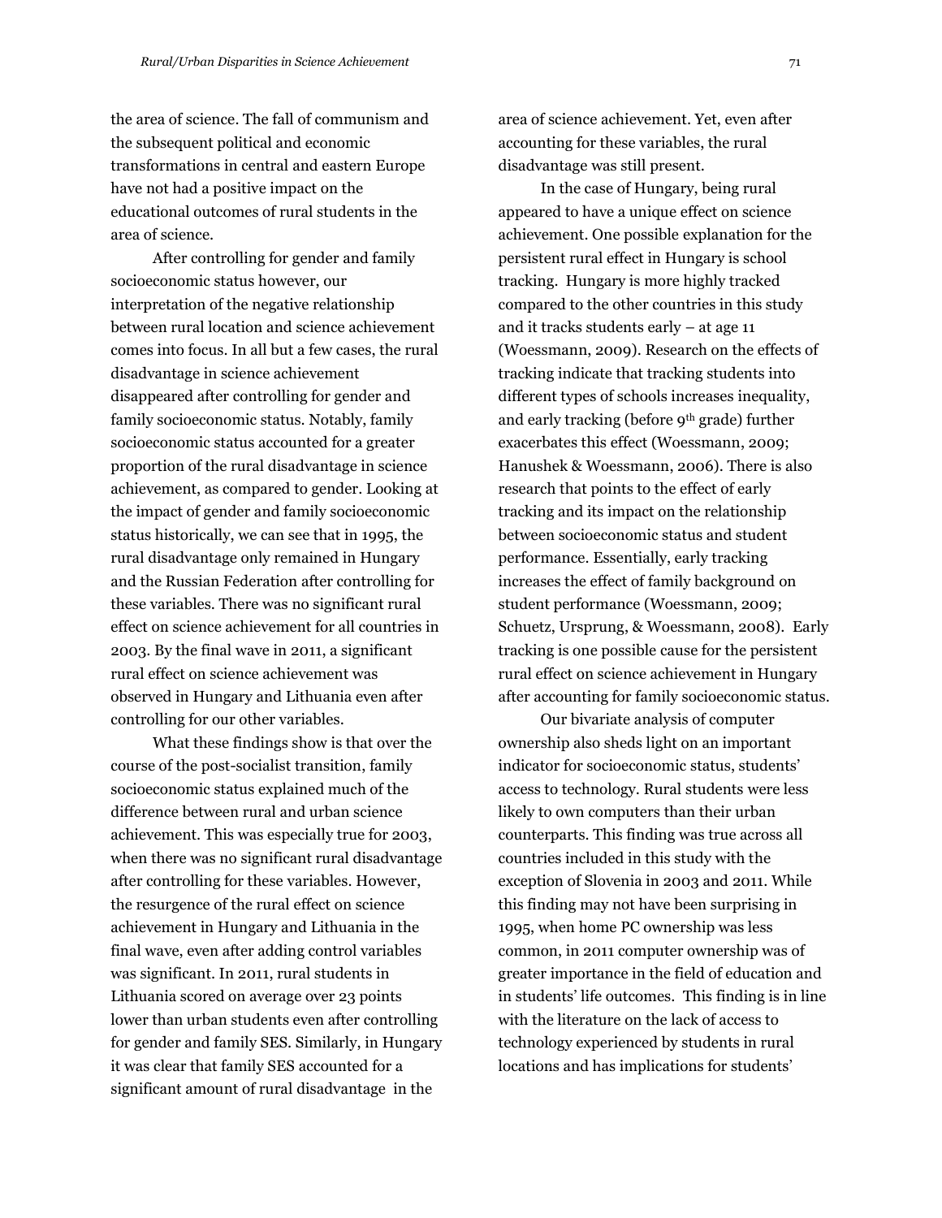the area of science. The fall of communism and the subsequent political and economic transformations in central and eastern Europe have not had a positive impact on the educational outcomes of rural students in the area of science.

After controlling for gender and family socioeconomic status however, our interpretation of the negative relationship between rural location and science achievement comes into focus. In all but a few cases, the rural disadvantage in science achievement disappeared after controlling for gender and family socioeconomic status. Notably, family socioeconomic status accounted for a greater proportion of the rural disadvantage in science achievement, as compared to gender. Looking at the impact of gender and family socioeconomic status historically, we can see that in 1995, the rural disadvantage only remained in Hungary and the Russian Federation after controlling for these variables. There was no significant rural effect on science achievement for all countries in 2003. By the final wave in 2011, a significant rural effect on science achievement was observed in Hungary and Lithuania even after controlling for our other variables.

What these findings show is that over the course of the post-socialist transition, family socioeconomic status explained much of the difference between rural and urban science achievement. This was especially true for 2003, when there was no significant rural disadvantage after controlling for these variables. However, the resurgence of the rural effect on science achievement in Hungary and Lithuania in the final wave, even after adding control variables was significant. In 2011, rural students in Lithuania scored on average over 23 points lower than urban students even after controlling for gender and family SES. Similarly, in Hungary it was clear that family SES accounted for a significant amount of rural disadvantage in the area of science achievement. Yet, even after accounting for these variables, the rural disadvantage was still present.

In the case of Hungary, being rural appeared to have a unique effect on science achievement. One possible explanation for the persistent rural effect in Hungary is school tracking. Hungary is more highly tracked compared to the other countries in this study and it tracks students early – at age 11 (Woessmann, 2009). Research on the effects of tracking indicate that tracking students into different types of schools increases inequality, and early tracking (before 9th grade) further exacerbates this effect (Woessmann, 2009; Hanushek & Woessmann, 2006). There is also research that points to the effect of early tracking and its impact on the relationship between socioeconomic status and student performance. Essentially, early tracking increases the effect of family background on student performance (Woessmann, 2009; Schuetz, Ursprung, & Woessmann, 2008). Early tracking is one possible cause for the persistent rural effect on science achievement in Hungary after accounting for family socioeconomic status.

Our bivariate analysis of computer ownership also sheds light on an important indicator for socioeconomic status, students' access to technology. Rural students were less likely to own computers than their urban counterparts. This finding was true across all countries included in this study with the exception of Slovenia in 2003 and 2011. While this finding may not have been surprising in 1995, when home PC ownership was less common, in 2011 computer ownership was of greater importance in the field of education and in students' life outcomes. This finding is in line with the literature on the lack of access to technology experienced by students in rural locations and has implications for students'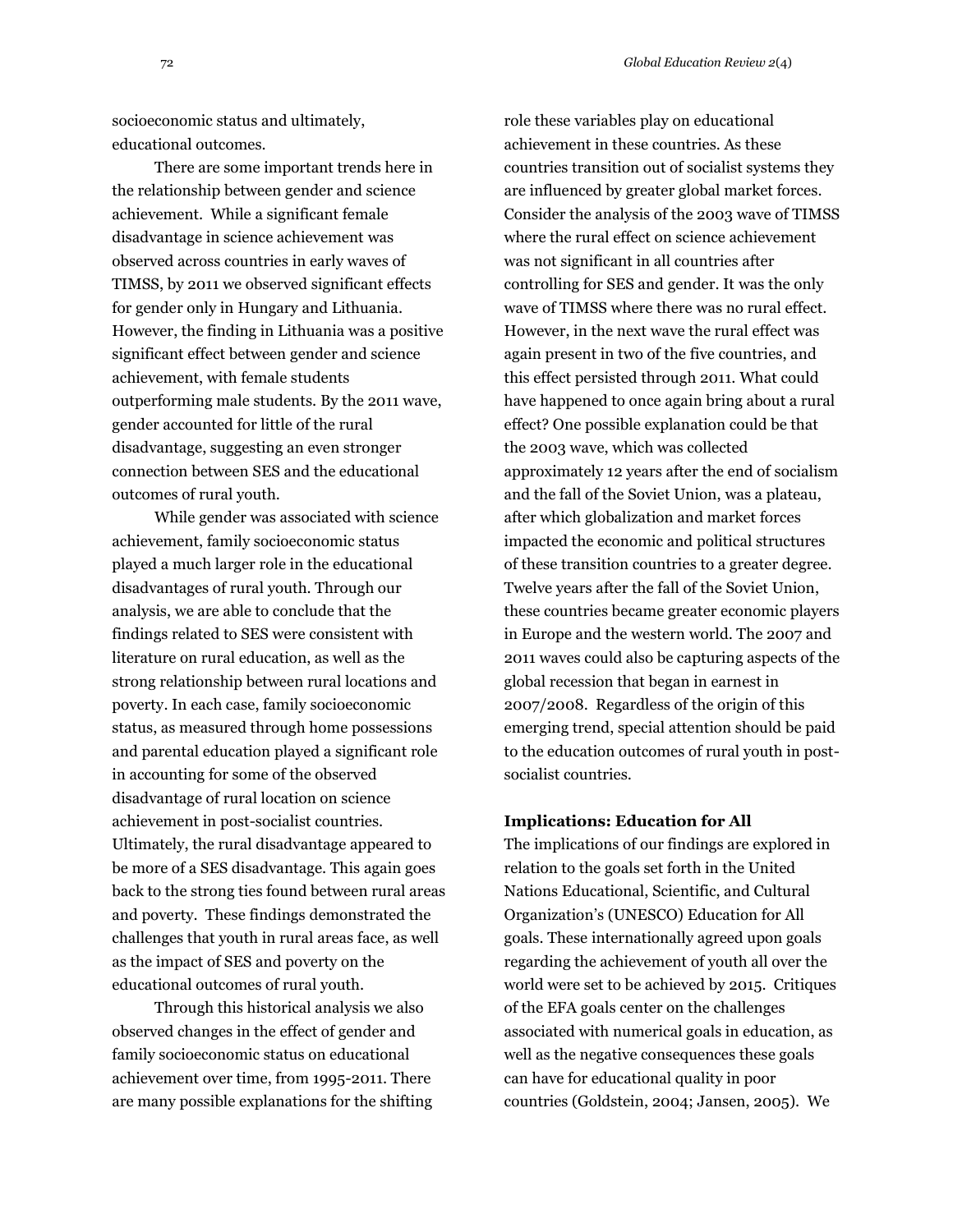socioeconomic status and ultimately, educational outcomes.

There are some important trends here in the relationship between gender and science achievement. While a significant female disadvantage in science achievement was observed across countries in early waves of TIMSS, by 2011 we observed significant effects for gender only in Hungary and Lithuania. However, the finding in Lithuania was a positive significant effect between gender and science achievement, with female students outperforming male students. By the 2011 wave, gender accounted for little of the rural disadvantage, suggesting an even stronger connection between SES and the educational outcomes of rural youth.

While gender was associated with science achievement, family socioeconomic status played a much larger role in the educational disadvantages of rural youth. Through our analysis, we are able to conclude that the findings related to SES were consistent with literature on rural education, as well as the strong relationship between rural locations and poverty. In each case, family socioeconomic status, as measured through home possessions and parental education played a significant role in accounting for some of the observed disadvantage of rural location on science achievement in post-socialist countries. Ultimately, the rural disadvantage appeared to be more of a SES disadvantage. This again goes back to the strong ties found between rural areas and poverty. These findings demonstrated the challenges that youth in rural areas face, as well as the impact of SES and poverty on the educational outcomes of rural youth.

Through this historical analysis we also observed changes in the effect of gender and family socioeconomic status on educational achievement over time, from 1995-2011. There are many possible explanations for the shifting role these variables play on educational achievement in these countries. As these countries transition out of socialist systems they are influenced by greater global market forces. Consider the analysis of the 2003 wave of TIMSS where the rural effect on science achievement was not significant in all countries after controlling for SES and gender. It was the only wave of TIMSS where there was no rural effect. However, in the next wave the rural effect was again present in two of the five countries, and this effect persisted through 2011. What could have happened to once again bring about a rural effect? One possible explanation could be that the 2003 wave, which was collected approximately 12 years after the end of socialism and the fall of the Soviet Union, was a plateau, after which globalization and market forces impacted the economic and political structures of these transition countries to a greater degree. Twelve years after the fall of the Soviet Union, these countries became greater economic players in Europe and the western world. The 2007 and 2011 waves could also be capturing aspects of the global recession that began in earnest in 2007/2008. Regardless of the origin of this emerging trend, special attention should be paid to the education outcomes of rural youth in post-socialist countries.

## Implications: Education for All

The implications of our findings are explored in relation to the goals set forth in the United Nations Educational, Scientific, and Cultural Organization's (UNESCO) Education for All goals. These internationally agreed upon goals regarding the achievement of youth all over the world were set to be achieved by 2015. Critiques of the EFA goals center on the challenges associated with numerical goals in education, as well as the negative consequences these goals can have for educational quality in poor countries (Goldstein, 2004; Jansen, 2005). We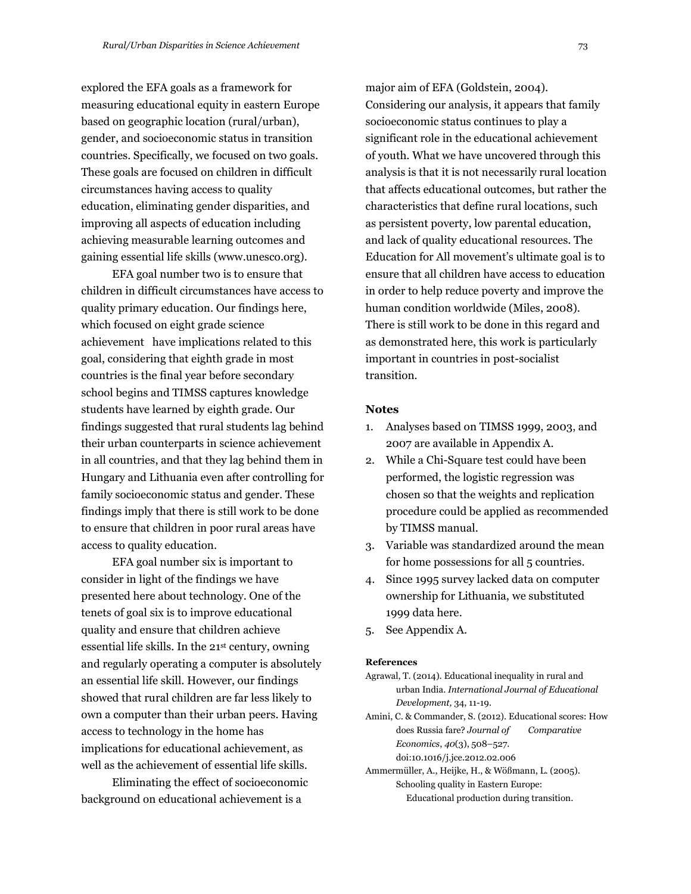explored the EFA goals as a framework for measuring educational equity in eastern Europe based on geographic location (rural/urban), gender, and socioeconomic status in transition countries. Specifically, we focused on two goals. These goals are focused on children in difficult circumstances having access to quality education, eliminating gender disparities, and improving all aspects of education including achieving measurable learning outcomes and gaining essential life skills (www.unesco.org).

EFA goal number two is to ensure that children in difficult circumstances have access to quality primary education. Our findings here, which focused on eight grade science achievement have implications related to this goal, considering that eighth grade in most countries is the final year before secondary school begins and TIMSS captures knowledge students have learned by eighth grade. Our findings suggested that rural students lag behind their urban counterparts in science achievement in all countries, and that they lag behind them in Hungary and Lithuania even after controlling for family socioeconomic status and gender. These findings imply that there is still work to be done to ensure that children in poor rural areas have access to quality education.

EFA goal number six is important to consider in light of the findings we have presented here about technology. One of the tenets of goal six is to improve educational quality and ensure that children achieve essential life skills. In the 21st century, owning and regularly operating a computer is absolutely an essential life skill. However, our findings showed that rural children are far less likely to own a computer than their urban peers. Having access to technology in the home has implications for educational achievement, as well as the achievement of essential life skills.

Eliminating the effect of socioeconomic background on educational achievement is a major aim of EFA (Goldstein, 2004). Considering our analysis, it appears that family socioeconomic status continues to play a significant role in the educational achievement of youth. What we have uncovered through this analysis is that it is not necessarily rural location that affects educational outcomes, but rather the characteristics that define rural locations, such as persistent poverty, low parental education, and lack of quality educational resources. The Education for All movement's ultimate goal is to ensure that all children have access to education in order to help reduce poverty and improve the human condition worldwide (Miles, 2008). There is still work to be done in this regard and as demonstrated here, this work is particularly important in countries in post-socialist transition.

### Notes

1. Analyses based on TIMSS 1999, 2003, and 2007 are available in Appendix A.
2. While a Chi-Square test could have been performed, the logistic regression was chosen so that the weights and replication procedure could be applied as recommended by TIMSS manual.
3. Variable was standardized around the mean for home possessions for all 5 countries.
4. Since 1995 survey lacked data on computer ownership for Lithuania, we substituted 1999 data here.
5. See Appendix A.

#### References

Agrawal, T. (2014). Educational inequality in rural and urban India. *International Journal of Educational Development,* 34, 11-19.

Amini, C. & Commander, S. (2012). Educational scores: How does Russia fare? *Journal of Comparative Economics*, *40*(3), 508–527. doi:10.1016/j.jce.2012.02.006

Ammermüller, A., Heijke, H., & Wößmann, L. (2005). Schooling quality in Eastern Europe: Educational production during transition.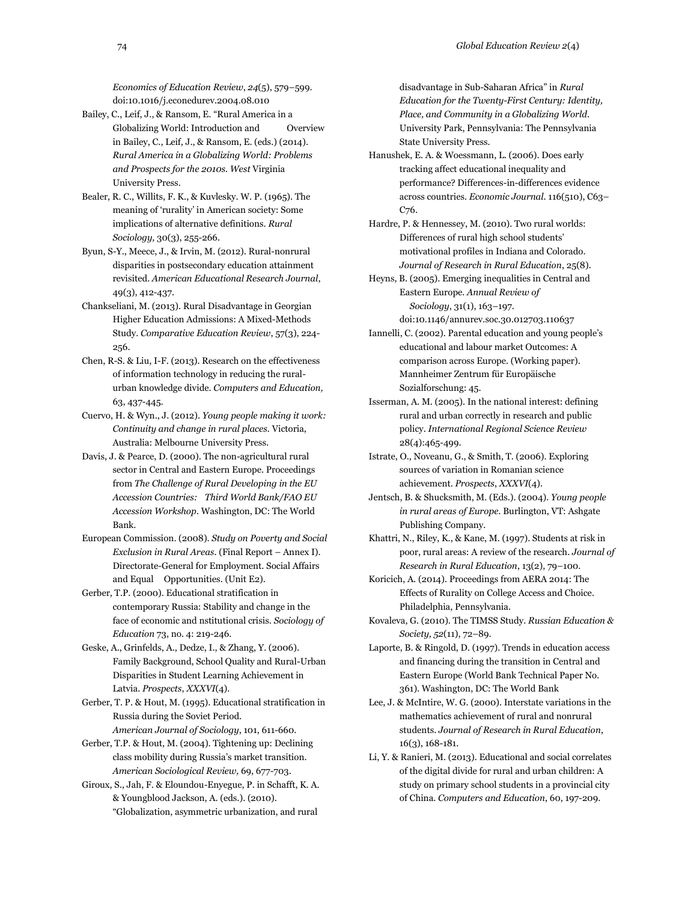*Economics of Education Review*, *24*(5), 579–599. doi:10.1016/j.econedurev.2004.08.010

Bailey, C., Leif, J., & Ransom, E. "Rural America in a Globalizing World: Introduction and Overview in Bailey, C., Leif, J., & Ransom, E. (eds.) (2014). *Rural America in a Globalizing World: Problems and Prospects for the 2010s. West* Virginia University Press.

Bealer, R. C., Willits, F. K., & Kuvlesky. W. P. (1965). The meaning of 'rurality' in American society: Some implications of alternative definitions. *Rural Sociology,* 30(3), 255-266.

Byun, S-Y., Meece, J., & Irvin, M. (2012). Rural-nonrural disparities in postsecondary education attainment revisited. *American Educational Research Journal*, 49(3), 412-437.

Chankseliani, M. (2013). Rural Disadvantage in Georgian Higher Education Admissions: A Mixed-Methods Study. *Comparative Education Review*, 57(3), 224-256.

Chen, R-S. & Liu, I-F. (2013). Research on the effectiveness of information technology in reducing the rural-urban knowledge divide. *Computers and Education,* 63, 437-445.

Cuervo, H. & Wyn., J. (2012). *Young people making it work: Continuity and change in rural places.* Victoria, Australia: Melbourne University Press.

Davis, J. & Pearce, D. (2000). The non-agricultural rural sector in Central and Eastern Europe. Proceedings from *The Challenge of Rural Developing in the EU Accession Countries: Third World Bank/FAO EU Accession Workshop*. Washington, DC: The World Bank.

European Commission. (2008). *Study on Poverty and Social Exclusion in Rural Areas*. (Final Report – Annex I). Directorate-General for Employment. Social Affairs and Equal Opportunities. (Unit E2).

Gerber, T.P. (2000). Educational stratification in contemporary Russia: Stability and change in the face of economic and nstitutional crisis. *Sociology of Education* 73, no. 4: 219-246.

Geske, A., Grinfelds, A., Dedze, I., & Zhang, Y. (2006). Family Background, School Quality and Rural-Urban Disparities in Student Learning Achievement in Latvia. *Prospects*, *XXXVI*(4).

Gerber, T. P. & Hout, M. (1995). Educational stratification in Russia during the Soviet Period. *American Journal of Sociology*, 101, 611-660.

Gerber, T.P. & Hout, M. (2004). Tightening up: Declining class mobility during Russia's market transition. *American Sociological Review,* 69, 677-703.

Giroux, S., Jah, F. & Eloundou-Enyegue, P. in Schafft, K. A. & Youngblood Jackson, A. (eds.). (2010). "Globalization, asymmetric urbanization, and rural disadvantage in Sub-Saharan Africa" in *Rural Education for the Twenty-First Century: Identity, Place, and Community in a Globalizing World.* University Park, Pennsylvania: The Pennsylvania State University Press.

Hanushek, E. A. & Woessmann, L. (2006). Does early tracking affect educational inequality and performance? Differences-in-differences evidence across countries. *Economic Journal*. 116(510), C63–C76.

Hardre, P. & Hennessey, M. (2010). Two rural worlds: Differences of rural high school students' motivational profiles in Indiana and Colorado. *Journal of Research in Rural Education*, 25(8).

Heyns, B. (2005). Emerging inequalities in Central and Eastern Europe. *Annual Review of Sociology*, 31(1), 163–197. doi:10.1146/annurev.soc.30.012703.110637

Iannelli, C. (2002). Parental education and young people's educational and labour market Outcomes: A comparison across Europe. (Working paper). Mannheimer Zentrum für Europäische Sozialforschung: 45.

Isserman, A. M. (2005). In the national interest: defining rural and urban correctly in research and public policy. *International Regional Science Review* 28(4):465-499.

Istrate, O., Noveanu, G., & Smith, T. (2006). Exploring sources of variation in Romanian science achievement. *Prospects*, *XXXVI*(4).

Jentsch, B. & Shucksmith, M. (Eds.). (2004). *Young people in rural areas of Europe.* Burlington, VT: Ashgate Publishing Company.

Khattri, N., Riley, K., & Kane, M. (1997). Students at risk in poor, rural areas: A review of the research. *Journal of Research in Rural Education*, 13(2), 79–100.

Koricich, A. (2014). Proceedings from AERA 2014: The Effects of Rurality on College Access and Choice. Philadelphia, Pennsylvania.

Kovaleva, G. (2010). The TIMSS Study. *Russian Education & Society*, *52*(11), 72–89.

Laporte, B. & Ringold, D. (1997). Trends in education access and financing during the transition in Central and Eastern Europe (World Bank Technical Paper No. 361). Washington, DC: The World Bank

Lee, J. & McIntire, W. G. (2000). Interstate variations in the mathematics achievement of rural and nonrural students. *Journal of Research in Rural Education*, 16(3), 168-181.

Li, Y. & Ranieri, M. (2013). Educational and social correlates of the digital divide for rural and urban children: A study on primary school students in a provincial city of China. *Computers and Education*, 60, 197-209.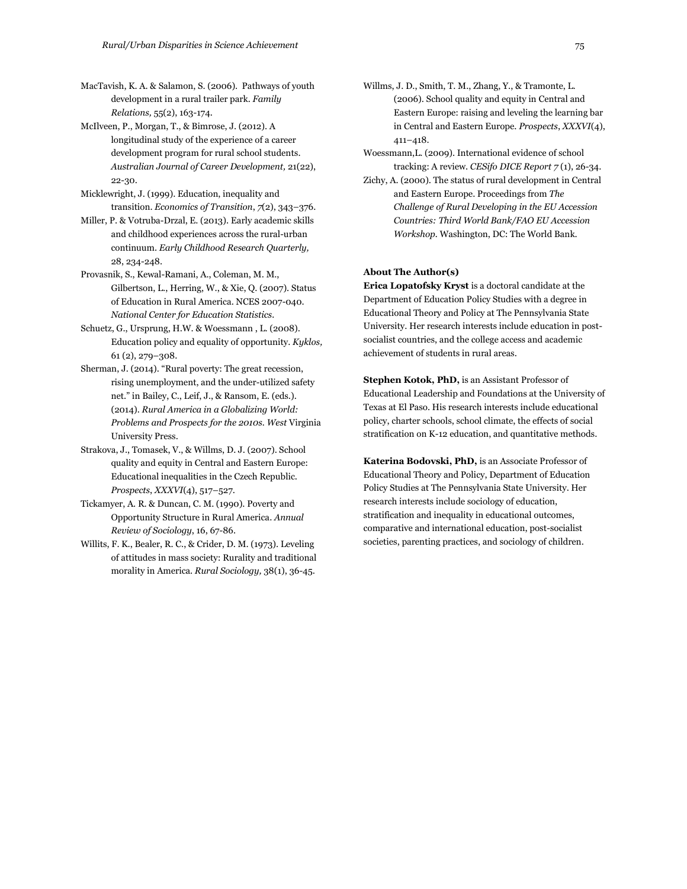MacTavish, K. A. & Salamon, S. (2006). Pathways of youth development in a rural trailer park. *Family Relations,* 55(2), 163-174.

McIlveen, P., Morgan, T., & Bimrose, J. (2012). A longitudinal study of the experience of a career development program for rural school students. *Australian Journal of Career Development,* 21(22), 22-30.

Micklewright, J. (1999). Education, inequality and transition. *Economics of Transition*, *7*(2), 343–376.

Miller, P. & Votruba-Drzal, E. (2013). Early academic skills and childhood experiences across the rural-urban continuum. *Early Childhood Research Quarterly,* 28, 234-248.

Provasnik, S., Kewal-Ramani, A., Coleman, M. M., Gilbertson, L., Herring, W., & Xie, Q. (2007). Status of Education in Rural America. NCES 2007-040. *National Center for Education Statistics*.

Schuetz, G., Ursprung, H.W. & Woessmann , L. (2008). Education policy and equality of opportunity. *Kyklos,* 61 (2), 279–308.

Sherman, J. (2014). "Rural poverty: The great recession, rising unemployment, and the under-utilized safety net." in Bailey, C., Leif, J., & Ransom, E. (eds.). (2014). *Rural America in a Globalizing World: Problems and Prospects for the 2010s. West* Virginia University Press.

Strakova, J., Tomasek, V., & Willms, D. J. (2007). School quality and equity in Central and Eastern Europe: Educational inequalities in the Czech Republic. *Prospects*, *XXXVI*(4), 517–527.

Tickamyer, A. R. & Duncan, C. M. (1990). Poverty and Opportunity Structure in Rural America. *Annual Review of Sociology*, 16, 67-86.

Willits, F. K., Bealer, R. C., & Crider, D. M. (1973). Leveling of attitudes in mass society: Rurality and traditional morality in America. *Rural Sociology,* 38(1), 36-45.

Willms, J. D., Smith, T. M., Zhang, Y., & Tramonte, L. (2006). School quality and equity in Central and Eastern Europe: raising and leveling the learning bar in Central and Eastern Europe. *Prospects*, *XXXVI*(4), 411–418.

Woessmann,L. (2009). International evidence of school tracking: A review. *CESifo DICE Report 7* (1), 26-34.

Zichy, A. (2000). The status of rural development in Central and Eastern Europe. Proceedings from *The Challenge of Rural Developing in the EU Accession Countries: Third World Bank/FAO EU Accession Workshop*. Washington, DC: The World Bank.

**About The Author(s)**

**Erica Lopatofsky Kryst** is a doctoral candidate at the Department of Education Policy Studies with a degree in Educational Theory and Policy at The Pennsylvania State University. Her research interests include education in post-socialist countries, and the college access and academic achievement of students in rural areas.

**Stephen Kotok, PhD,** is an Assistant Professor of Educational Leadership and Foundations at the University of Texas at El Paso. His research interests include educational policy, charter schools, school climate, the effects of social stratification on K-12 education, and quantitative methods.

**Katerina Bodovski, PhD,** is an Associate Professor of Educational Theory and Policy, Department of Education Policy Studies at The Pennsylvania State University. Her research interests include sociology of education, stratification and inequality in educational outcomes, comparative and international education, post-socialist societies, parenting practices, and sociology of children.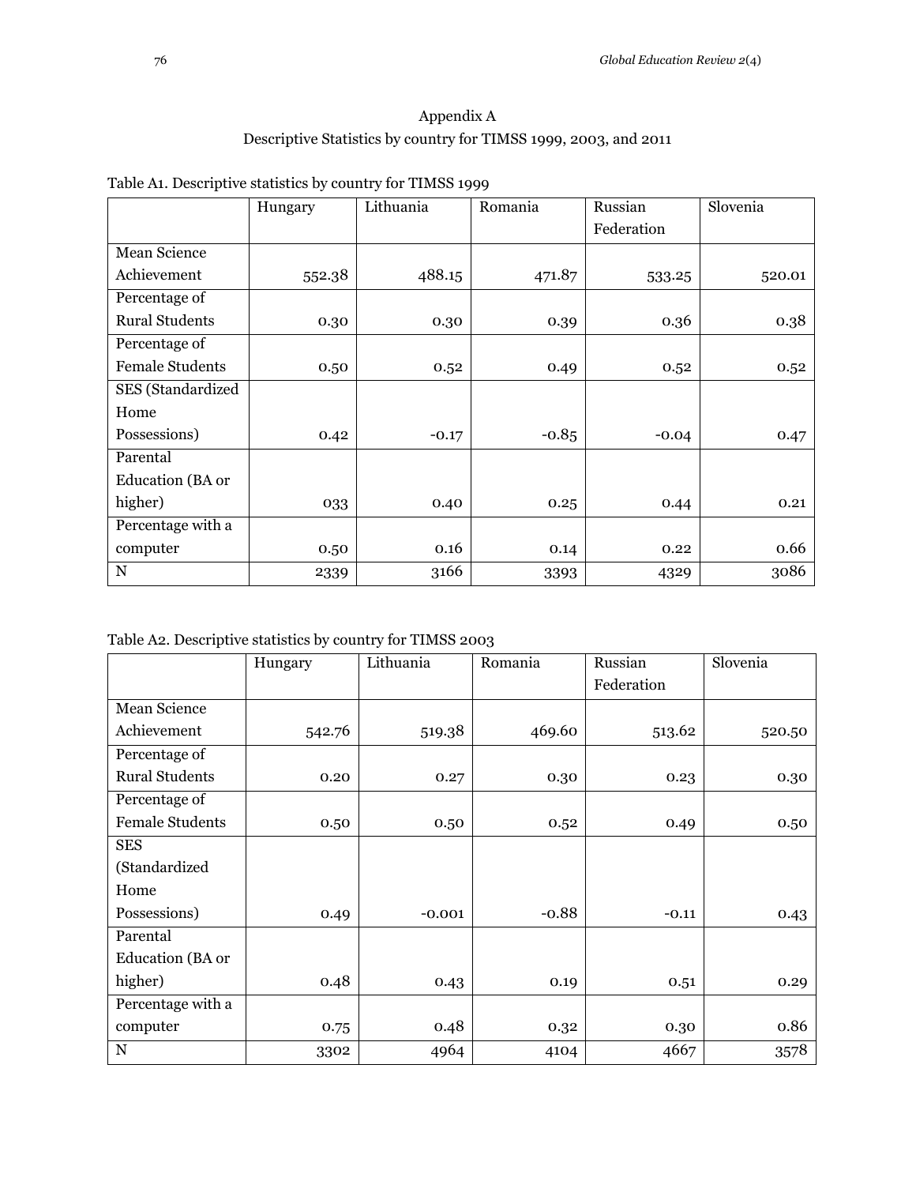# Appendix A

## Descriptive Statistics by country for TIMSS 1999, 2003, and 2011

Table A1. Descriptive statistics by country for TIMSS 1999

| | Hungary | Lithuania | Romania | Russian Federation | Slovenia |
|---|---|---|---|---|---|
| Mean Science Achievement | 552.38 | 488.15 | 471.87 | 533.25 | 520.01 |
| Percentage of Rural Students | 0.30 | 0.30 | 0.39 | 0.36 | 0.38 |
| Percentage of Female Students | 0.50 | 0.52 | 0.49 | 0.52 | 0.52 |
| SES (Standardized Home Possessions) | 0.42 | -0.17 | -0.85 | -0.04 | 0.47 |
| Parental Education (BA or higher) | 033 | 0.40 | 0.25 | 0.44 | 0.21 |
| Percentage with a computer | 0.50 | 0.16 | 0.14 | 0.22 | 0.66 |
| N | 2339 | 3166 | 3393 | 4329 | 3086 |

Table A2. Descriptive statistics by country for TIMSS 2003

| | Hungary | Lithuania | Romania | Russian Federation | Slovenia |
|---|---|---|---|---|---|
| Mean Science Achievement | 542.76 | 519.38 | 469.60 | 513.62 | 520.50 |
| Percentage of Rural Students | 0.20 | 0.27 | 0.30 | 0.23 | 0.30 |
| Percentage of Female Students | 0.50 | 0.50 | 0.52 | 0.49 | 0.50 |
| SES (Standardized Home Possessions) | 0.49 | -0.001 | -0.88 | -0.11 | 0.43 |
| Parental Education (BA or higher) | 0.48 | 0.43 | 0.19 | 0.51 | 0.29 |
| Percentage with a computer | 0.75 | 0.48 | 0.32 | 0.30 | 0.86 |
| N | 3302 | 4964 | 4104 | 4667 | 3578 |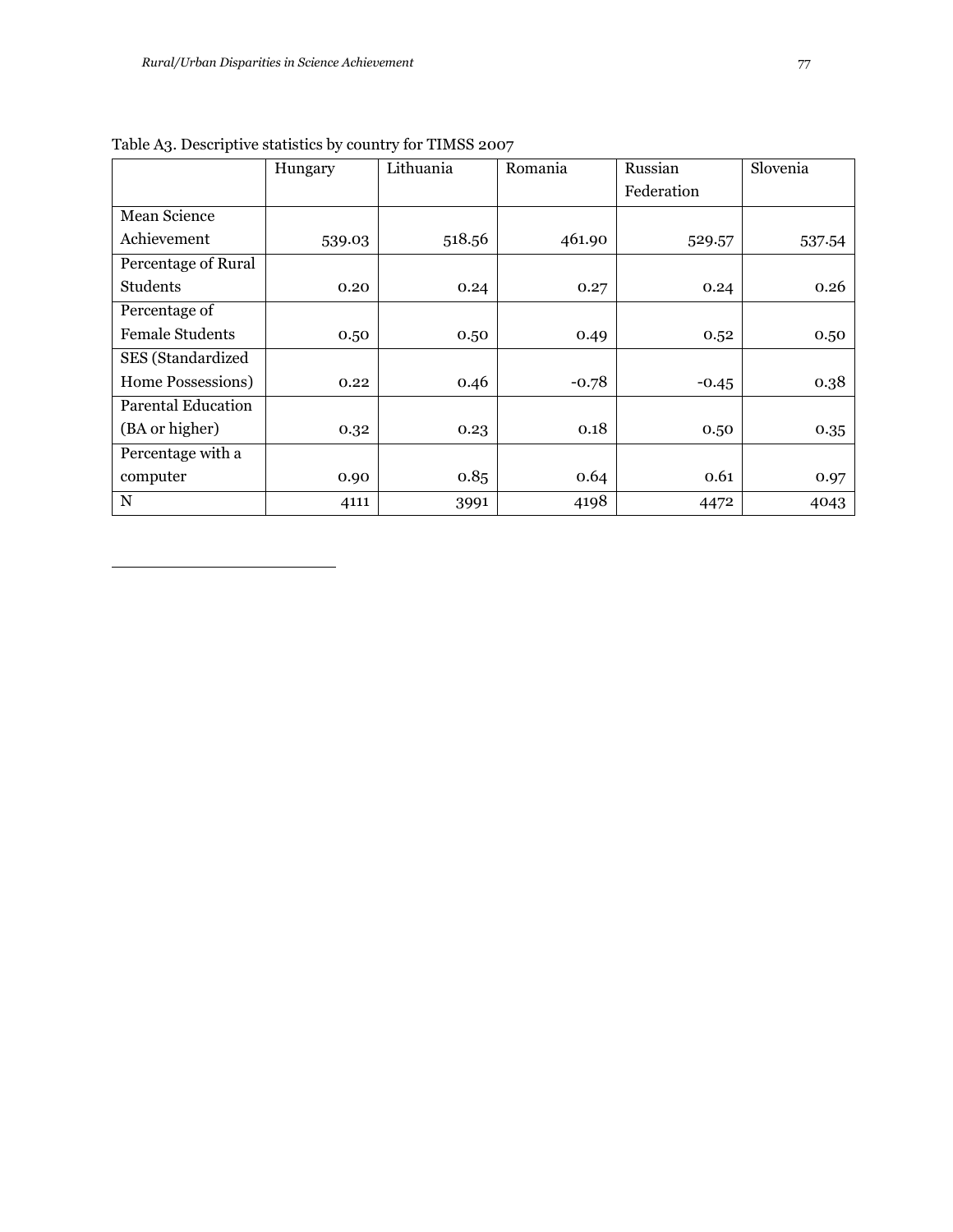Table A3. Descriptive statistics by country for TIMSS 2007

| | Hungary | Lithuania | Romania | Russian Federation | Slovenia |
|---|---|---|---|---|---|
| Mean Science Achievement | 539.03 | 518.56 | 461.90 | 529.57 | 537.54 |
| Percentage of Rural Students | 0.20 | 0.24 | 0.27 | 0.24 | 0.26 |
| Percentage of Female Students | 0.50 | 0.50 | 0.49 | 0.52 | 0.50 |
| SES (Standardized Home Possessions) | 0.22 | 0.46 | -0.78 | -0.45 | 0.38 |
| Parental Education (BA or higher) | 0.32 | 0.23 | 0.18 | 0.50 | 0.35 |
| Percentage with a computer | 0.90 | 0.85 | 0.64 | 0.61 | 0.97 |
| N | 4111 | 3991 | 4198 | 4472 | 4043 |